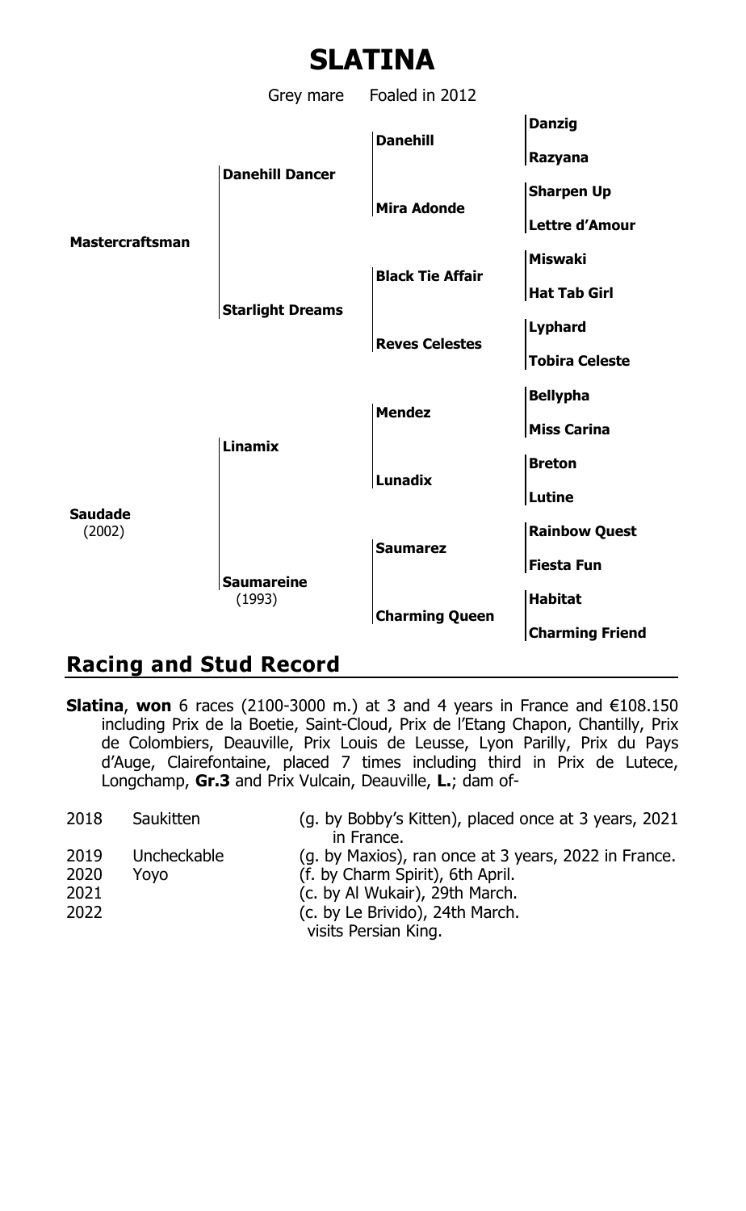# SLATINA

Grey mare Foaled in 2012

| | | | |
|---|---|---|---|
| **Mastercraftsman** | **Danehill Dancer** | **Danehill** | **Danzig** |
| | | | **Razyana** |
| | | **Mira Adonde** | **Sharpen Up** |
| | | | **Lettre d'Amour** |
| | **Starlight Dreams** | **Black Tie Affair** | **Miswaki** |
| | | | **Hat Tab Girl** |
| | | **Reves Celestes** | **Lyphard** |
| | | | **Tobira Celeste** |
| **Saudade** (2002) | **Linamix** | **Mendez** | **Bellypha** |
| | | | **Miss Carina** |
| | | **Lunadix** | **Breton** |
| | | | **Lutine** |
| | **Saumareine** (1993) | **Saumarez** | **Rainbow Quest** |
| | | | **Fiesta Fun** |
| | | **Charming Queen** | **Habitat** |
| | | | **Charming Friend** |

## Racing and Stud Record

**Slatina**, **won** 6 races (2100-3000 m.) at 3 and 4 years in France and €108.150 including Prix de la Boetie, Saint-Cloud, Prix de l'Etang Chapon, Chantilly, Prix de Colombiers, Deauville, Prix Louis de Leusse, Lyon Parilly, Prix du Pays d'Auge, Clairefontaine, placed 7 times including third in Prix de Lutece, Longchamp, **Gr.3** and Prix Vulcain, Deauville, **L.**; dam of-

| | | |
|---|---|---|
| 2018 | Saukitten | (g. by Bobby's Kitten), placed once at 3 years, 2021 in France. |
| 2019 | Uncheckable | (g. by Maxios), ran once at 3 years, 2022 in France. |
| 2020 | Yoyo | (f. by Charm Spirit), 6th April. |
| 2021 | | (c. by Al Wukair), 29th March. |
| 2022 | | (c. by Le Brivido), 24th March. |
| | | visits Persian King. |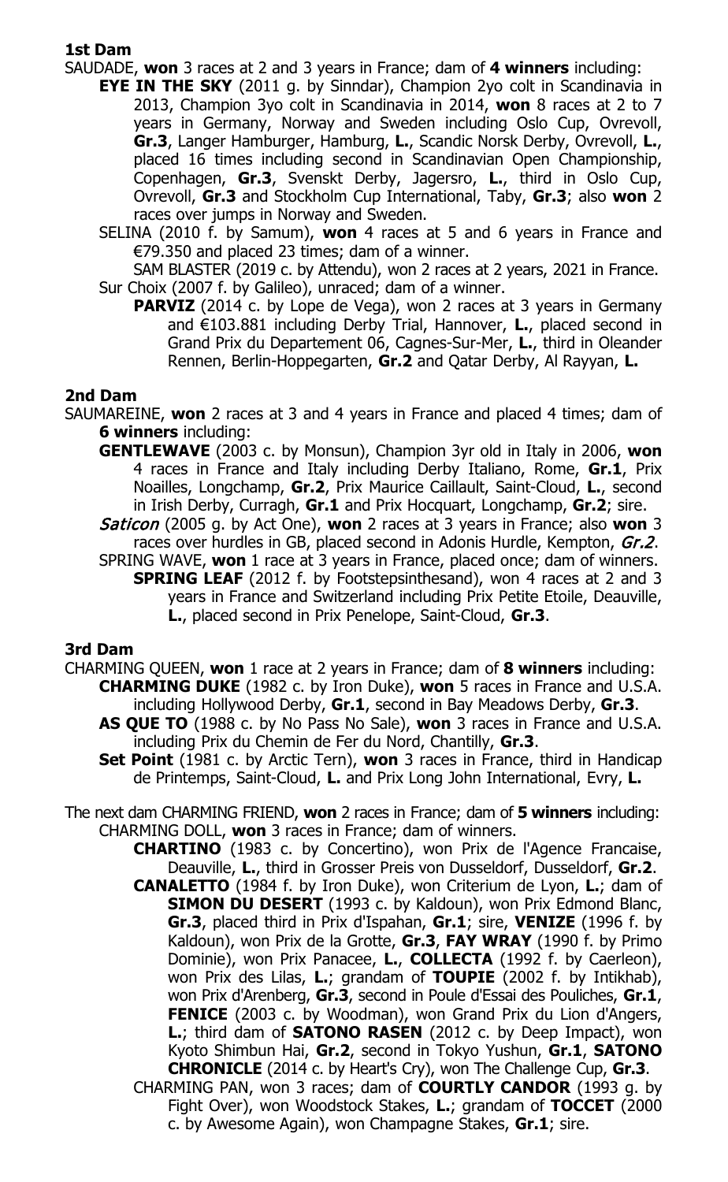## 1st Dam

SAUDADE, **won** 3 races at 2 and 3 years in France; dam of **4 winners** including:

- **EYE IN THE SKY** (2011 g. by Sinndar), Champion 2yo colt in Scandinavia in 2013, Champion 3yo colt in Scandinavia in 2014, **won** 8 races at 2 to 7 years in Germany, Norway and Sweden including Oslo Cup, Ovrevoll, **Gr.3**, Langer Hamburger, Hamburg, **L.**, Scandic Norsk Derby, Ovrevoll, **L.**, placed 16 times including second in Scandinavian Open Championship, Copenhagen, **Gr.3**, Svenskt Derby, Jagersro, **L.**, third in Oslo Cup, Ovrevoll, **Gr.3** and Stockholm Cup International, Taby, **Gr.3**; also **won** 2 races over jumps in Norway and Sweden.
- SELINA (2010 f. by Samum), **won** 4 races at 5 and 6 years in France and €79.350 and placed 23 times; dam of a winner.
  - SAM BLASTER (2019 c. by Attendu), won 2 races at 2 years, 2021 in France.
- Sur Choix (2007 f. by Galileo), unraced; dam of a winner.
  - **PARVIZ** (2014 c. by Lope de Vega), won 2 races at 3 years in Germany and €103.881 including Derby Trial, Hannover, **L.**, placed second in Grand Prix du Departement 06, Cagnes-Sur-Mer, **L.**, third in Oleander Rennen, Berlin-Hoppegarten, **Gr.2** and Qatar Derby, Al Rayyan, **L.**

## 2nd Dam

SAUMAREINE, **won** 2 races at 3 and 4 years in France and placed 4 times; dam of **6 winners** including:

- **GENTLEWAVE** (2003 c. by Monsun), Champion 3yr old in Italy in 2006, **won** 4 races in France and Italy including Derby Italiano, Rome, **Gr.1**, Prix Noailles, Longchamp, **Gr.2**, Prix Maurice Caillault, Saint-Cloud, **L.**, second in Irish Derby, Curragh, **Gr.1** and Prix Hocquart, Longchamp, **Gr.2**; sire.
- *Saticon* (2005 g. by Act One), **won** 2 races at 3 years in France; also **won** 3 races over hurdles in GB, placed second in Adonis Hurdle, Kempton, *Gr.2*.
- SPRING WAVE, **won** 1 race at 3 years in France, placed once; dam of winners.
  - **SPRING LEAF** (2012 f. by Footstepsinthesand), won 4 races at 2 and 3 years in France and Switzerland including Prix Petite Etoile, Deauville, **L.**, placed second in Prix Penelope, Saint-Cloud, **Gr.3**.

## 3rd Dam

CHARMING QUEEN, **won** 1 race at 2 years in France; dam of **8 winners** including:

- **CHARMING DUKE** (1982 c. by Iron Duke), **won** 5 races in France and U.S.A. including Hollywood Derby, **Gr.1**, second in Bay Meadows Derby, **Gr.3**.
- **AS QUE TO** (1988 c. by No Pass No Sale), **won** 3 races in France and U.S.A. including Prix du Chemin de Fer du Nord, Chantilly, **Gr.3**.
- **Set Point** (1981 c. by Arctic Tern), **won** 3 races in France, third in Handicap de Printemps, Saint-Cloud, **L.** and Prix Long John International, Evry, **L.**

The next dam CHARMING FRIEND, **won** 2 races in France; dam of **5 winners** including:

- CHARMING DOLL, **won** 3 races in France; dam of winners.
  - **CHARTINO** (1983 c. by Concertino), won Prix de l'Agence Francaise, Deauville, **L.**, third in Grosser Preis von Dusseldorf, Dusseldorf, **Gr.2**.
  - **CANALETTO** (1984 f. by Iron Duke), won Criterium de Lyon, **L.**; dam of **SIMON DU DESERT** (1993 c. by Kaldoun), won Prix Edmond Blanc, **Gr.3**, placed third in Prix d'Ispahan, **Gr.1**; sire, **VENIZE** (1996 f. by Kaldoun), won Prix de la Grotte, **Gr.3**, **FAY WRAY** (1990 f. by Primo Dominie), won Prix Panacee, **L.**, **COLLECTA** (1992 f. by Caerleon), won Prix des Lilas, **L.**; grandam of **TOUPIE** (2002 f. by Intikhab), won Prix d'Arenberg, **Gr.3**, second in Poule d'Essai des Pouliches, **Gr.1**, **FENICE** (2003 c. by Woodman), won Grand Prix du Lion d'Angers, **L.**; third dam of **SATONO RASEN** (2012 c. by Deep Impact), won Kyoto Shimbun Hai, **Gr.2**, second in Tokyo Yushun, **Gr.1**, **SATONO CHRONICLE** (2014 c. by Heart's Cry), won The Challenge Cup, **Gr.3**.
  - CHARMING PAN, won 3 races; dam of **COURTLY CANDOR** (1993 g. by Fight Over), won Woodstock Stakes, **L.**; grandam of **TOCCET** (2000 c. by Awesome Again), won Champagne Stakes, **Gr.1**; sire.